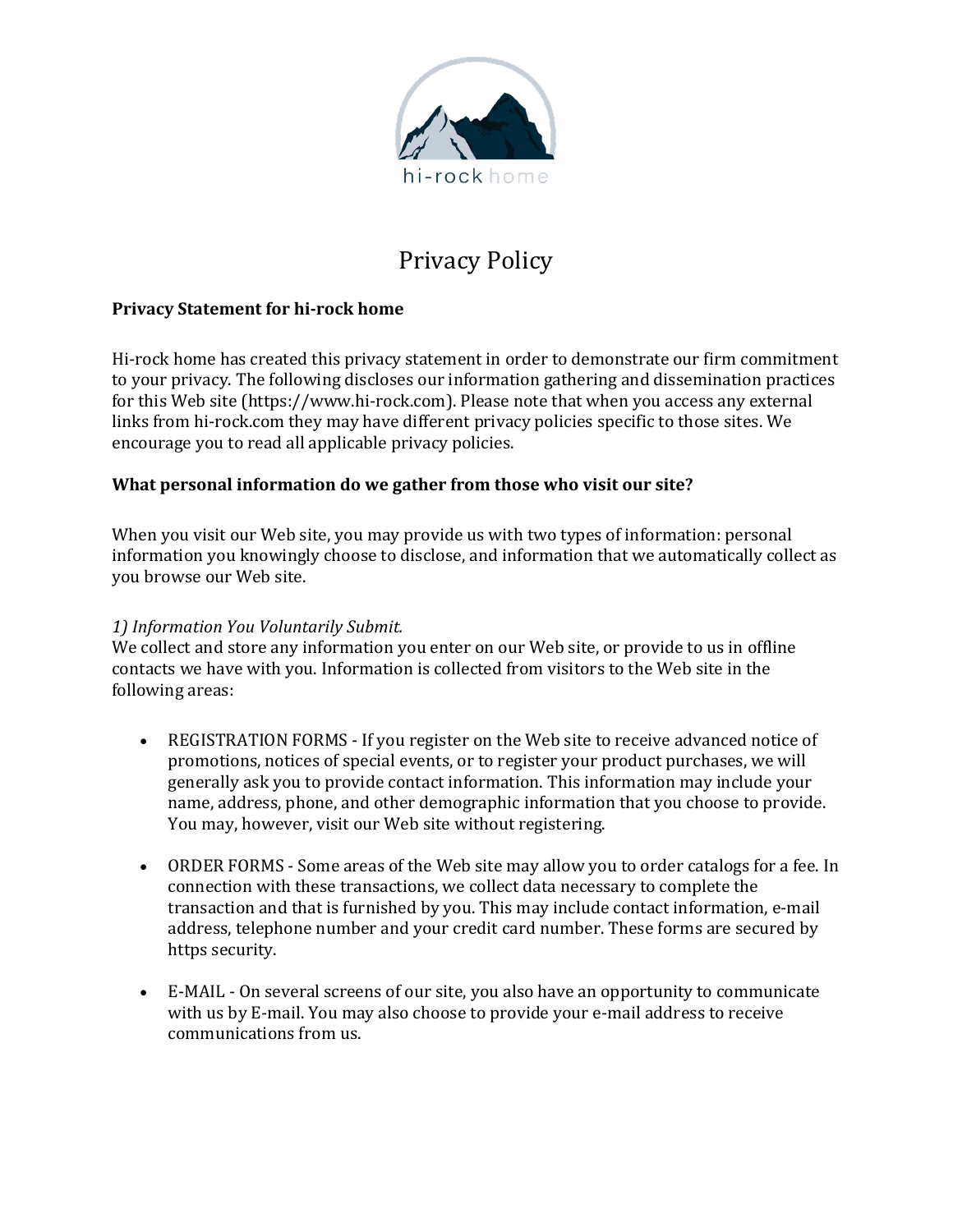hi-rock home

# Privacy Policy

**Privacy Statement for hi-rock home**

Hi-rock home has created this privacy statement in order to demonstrate our firm commitment to your privacy. The following discloses our information gathering and dissemination practices for this Web site (https://www.hi-rock.com). Please note that when you access any external links from hi-rock.com they may have different privacy policies specific to those sites. We encourage you to read all applicable privacy policies.

**What personal information do we gather from those who visit our site?**

When you visit our Web site, you may provide us with two types of information: personal information you knowingly choose to disclose, and information that we automatically collect as you browse our Web site.

*1) Information You Voluntarily Submit.*
We collect and store any information you enter on our Web site, or provide to us in offline contacts we have with you. Information is collected from visitors to the Web site in the following areas:

- REGISTRATION FORMS - If you register on the Web site to receive advanced notice of promotions, notices of special events, or to register your product purchases, we will generally ask you to provide contact information. This information may include your name, address, phone, and other demographic information that you choose to provide. You may, however, visit our Web site without registering.

- ORDER FORMS - Some areas of the Web site may allow you to order catalogs for a fee. In connection with these transactions, we collect data necessary to complete the transaction and that is furnished by you. This may include contact information, e-mail address, telephone number and your credit card number. These forms are secured by https security.

- E-MAIL - On several screens of our site, you also have an opportunity to communicate with us by E-mail. You may also choose to provide your e-mail address to receive communications from us.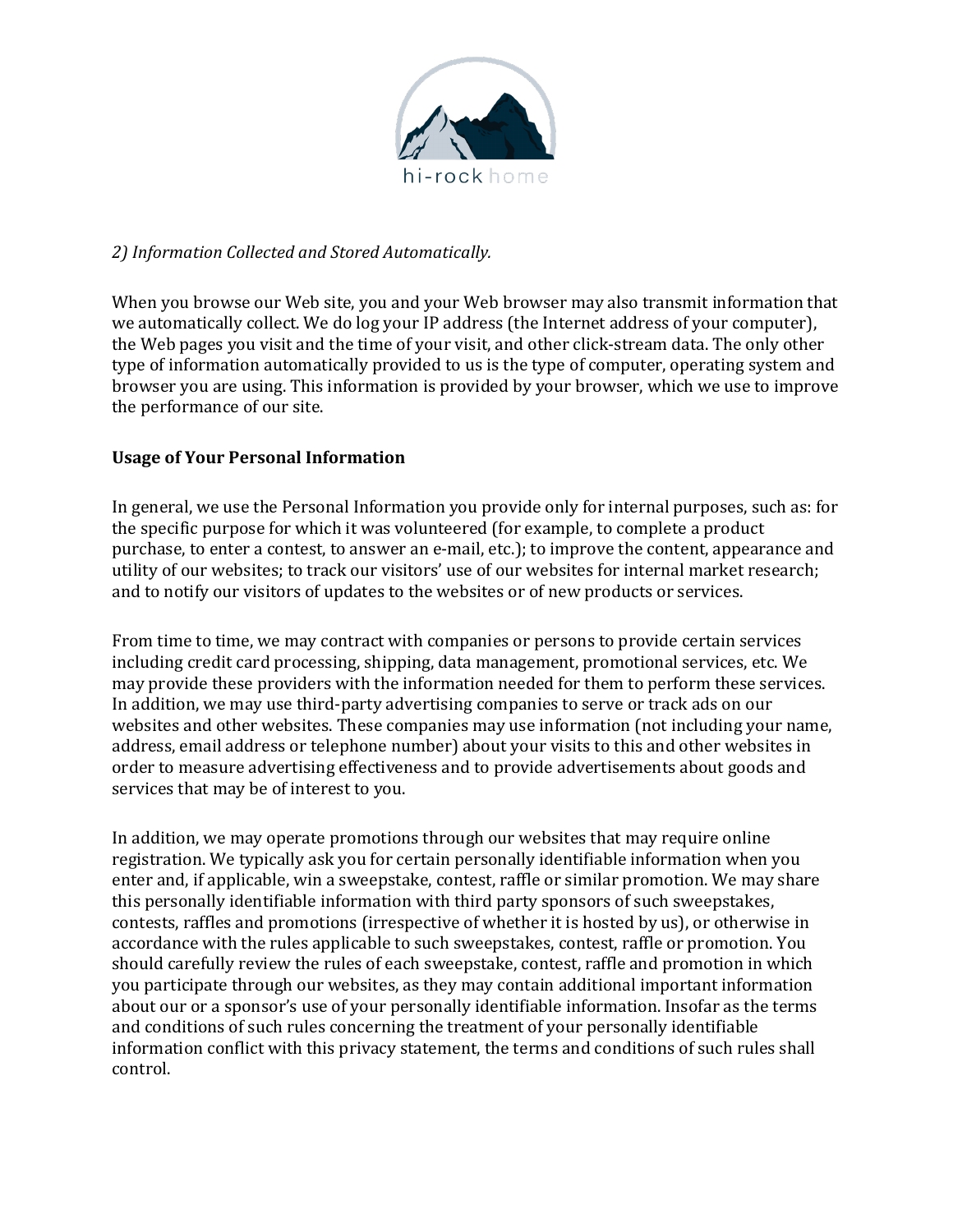*2) Information Collected and Stored Automatically.*

When you browse our Web site, you and your Web browser may also transmit information that we automatically collect. We do log your IP address (the Internet address of your computer), the Web pages you visit and the time of your visit, and other click-stream data. The only other type of information automatically provided to us is the type of computer, operating system and browser you are using. This information is provided by your browser, which we use to improve the performance of our site.

**Usage of Your Personal Information**

In general, we use the Personal Information you provide only for internal purposes, such as: for the specific purpose for which it was volunteered (for example, to complete a product purchase, to enter a contest, to answer an e-mail, etc.); to improve the content, appearance and utility of our websites; to track our visitors' use of our websites for internal market research; and to notify our visitors of updates to the websites or of new products or services.

From time to time, we may contract with companies or persons to provide certain services including credit card processing, shipping, data management, promotional services, etc. We may provide these providers with the information needed for them to perform these services. In addition, we may use third-party advertising companies to serve or track ads on our websites and other websites. These companies may use information (not including your name, address, email address or telephone number) about your visits to this and other websites in order to measure advertising effectiveness and to provide advertisements about goods and services that may be of interest to you.

In addition, we may operate promotions through our websites that may require online registration. We typically ask you for certain personally identifiable information when you enter and, if applicable, win a sweepstake, contest, raffle or similar promotion. We may share this personally identifiable information with third party sponsors of such sweepstakes, contests, raffles and promotions (irrespective of whether it is hosted by us), or otherwise in accordance with the rules applicable to such sweepstakes, contest, raffle or promotion. You should carefully review the rules of each sweepstake, contest, raffle and promotion in which you participate through our websites, as they may contain additional important information about our or a sponsor's use of your personally identifiable information. Insofar as the terms and conditions of such rules concerning the treatment of your personally identifiable information conflict with this privacy statement, the terms and conditions of such rules shall control.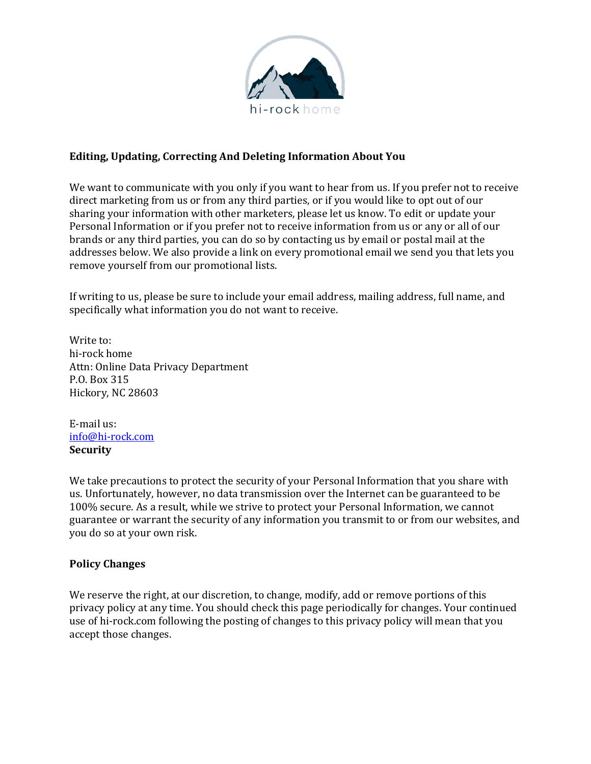**Editing, Updating, Correcting And Deleting Information About You**

We want to communicate with you only if you want to hear from us. If you prefer not to receive direct marketing from us or from any third parties, or if you would like to opt out of our sharing your information with other marketers, please let us know. To edit or update your Personal Information or if you prefer not to receive information from us or any or all of our brands or any third parties, you can do so by contacting us by email or postal mail at the addresses below. We also provide a link on every promotional email we send you that lets you remove yourself from our promotional lists.

If writing to us, please be sure to include your email address, mailing address, full name, and specifically what information you do not want to receive.

Write to:
hi-rock home
Attn: Online Data Privacy Department
P.O. Box 315
Hickory, NC 28603

E-mail us:
info@hi-rock.com

**Security**

We take precautions to protect the security of your Personal Information that you share with us. Unfortunately, however, no data transmission over the Internet can be guaranteed to be 100% secure. As a result, while we strive to protect your Personal Information, we cannot guarantee or warrant the security of any information you transmit to or from our websites, and you do so at your own risk.

**Policy Changes**

We reserve the right, at our discretion, to change, modify, add or remove portions of this privacy policy at any time. You should check this page periodically for changes. Your continued use of hi-rock.com following the posting of changes to this privacy policy will mean that you accept those changes.